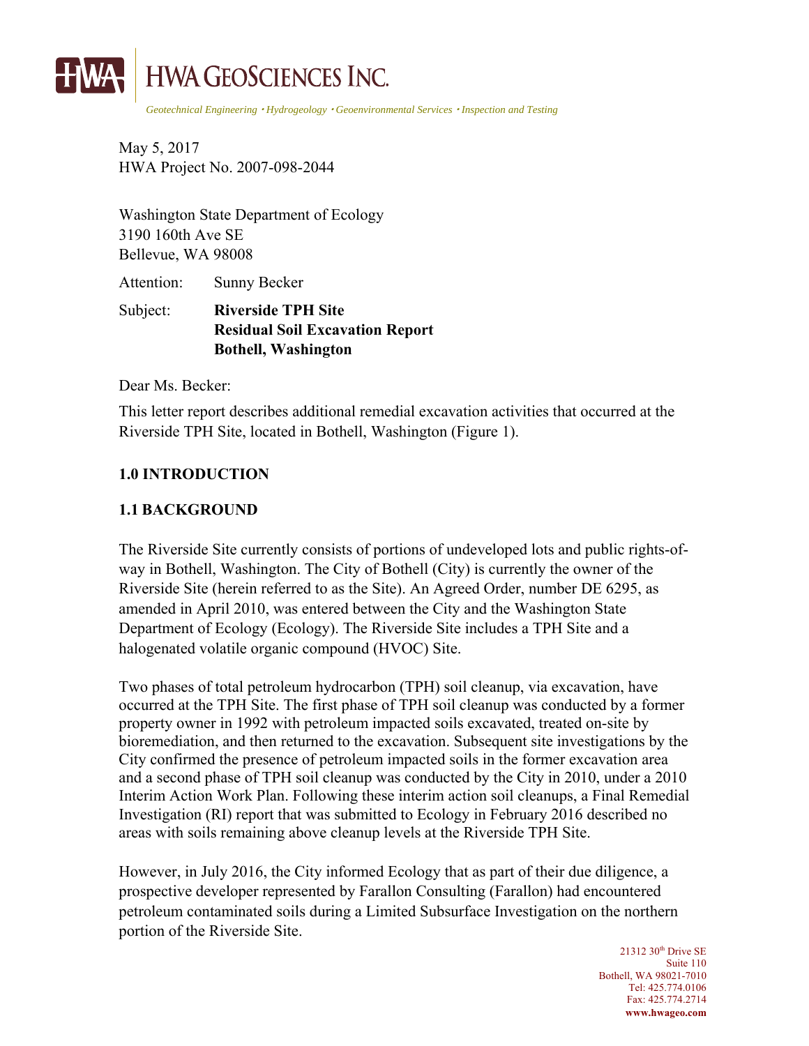HWA GeoSciences Inc.

*Geotechnical Engineering • Hydrogeology • Geoenvironmental Services • Inspection and Testing*

May 5, 2017
HWA Project No. 2007-098-2044

Washington State Department of Ecology
3190 160th Ave SE
Bellevue, WA 98008

Attention: Sunny Becker

Subject: **Riverside TPH Site**
**Residual Soil Excavation Report**
**Bothell, Washington**

Dear Ms. Becker:

This letter report describes additional remedial excavation activities that occurred at the Riverside TPH Site, located in Bothell, Washington (Figure 1).

## 1.0 INTRODUCTION

### 1.1 BACKGROUND

The Riverside Site currently consists of portions of undeveloped lots and public rights-of-way in Bothell, Washington. The City of Bothell (City) is currently the owner of the Riverside Site (herein referred to as the Site). An Agreed Order, number DE 6295, as amended in April 2010, was entered between the City and the Washington State Department of Ecology (Ecology). The Riverside Site includes a TPH Site and a halogenated volatile organic compound (HVOC) Site.

Two phases of total petroleum hydrocarbon (TPH) soil cleanup, via excavation, have occurred at the TPH Site. The first phase of TPH soil cleanup was conducted by a former property owner in 1992 with petroleum impacted soils excavated, treated on-site by bioremediation, and then returned to the excavation. Subsequent site investigations by the City confirmed the presence of petroleum impacted soils in the former excavation area and a second phase of TPH soil cleanup was conducted by the City in 2010, under a 2010 Interim Action Work Plan. Following these interim action soil cleanups, a Final Remedial Investigation (RI) report that was submitted to Ecology in February 2016 described no areas with soils remaining above cleanup levels at the Riverside TPH Site.

However, in July 2016, the City informed Ecology that as part of their due diligence, a prospective developer represented by Farallon Consulting (Farallon) had encountered petroleum contaminated soils during a Limited Subsurface Investigation on the northern portion of the Riverside Site.

21312 30th Drive SE
Suite 110
Bothell, WA 98021-7010
Tel: 425.774.0106
Fax: 425.774.2714
**www.hwageo.com**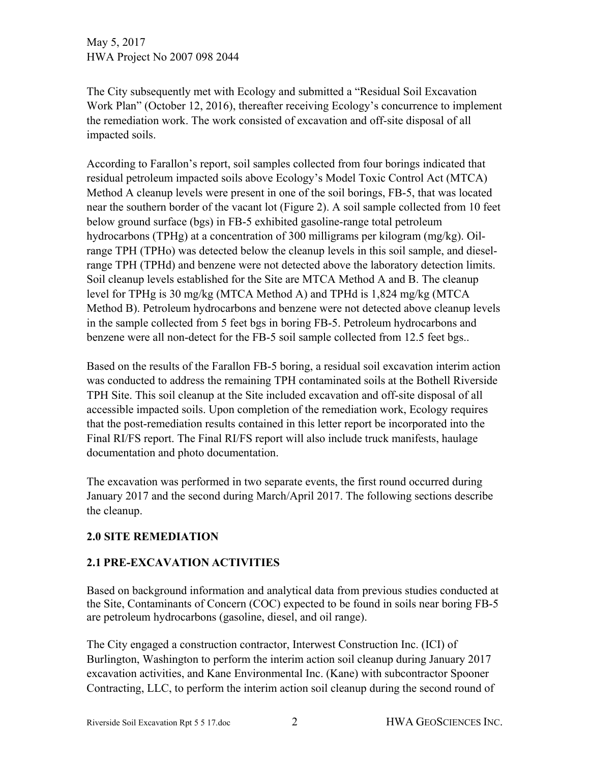The City subsequently met with Ecology and submitted a "Residual Soil Excavation Work Plan" (October 12, 2016), thereafter receiving Ecology's concurrence to implement the remediation work. The work consisted of excavation and off-site disposal of all impacted soils.

According to Farallon's report, soil samples collected from four borings indicated that residual petroleum impacted soils above Ecology's Model Toxic Control Act (MTCA) Method A cleanup levels were present in one of the soil borings, FB-5, that was located near the southern border of the vacant lot (Figure 2). A soil sample collected from 10 feet below ground surface (bgs) in FB-5 exhibited gasoline-range total petroleum hydrocarbons (TPHg) at a concentration of 300 milligrams per kilogram (mg/kg). Oil-range TPH (TPHo) was detected below the cleanup levels in this soil sample, and diesel-range TPH (TPHd) and benzene were not detected above the laboratory detection limits. Soil cleanup levels established for the Site are MTCA Method A and B. The cleanup level for TPHg is 30 mg/kg (MTCA Method A) and TPHd is 1,824 mg/kg (MTCA Method B). Petroleum hydrocarbons and benzene were not detected above cleanup levels in the sample collected from 5 feet bgs in boring FB-5. Petroleum hydrocarbons and benzene were all non-detect for the FB-5 soil sample collected from 12.5 feet bgs..

Based on the results of the Farallon FB-5 boring, a residual soil excavation interim action was conducted to address the remaining TPH contaminated soils at the Bothell Riverside TPH Site. This soil cleanup at the Site included excavation and off-site disposal of all accessible impacted soils. Upon completion of the remediation work, Ecology requires that the post-remediation results contained in this letter report be incorporated into the Final RI/FS report. The Final RI/FS report will also include truck manifests, haulage documentation and photo documentation.

The excavation was performed in two separate events, the first round occurred during January 2017 and the second during March/April 2017. The following sections describe the cleanup.

## 2.0 SITE REMEDIATION

### 2.1 PRE-EXCAVATION ACTIVITIES

Based on background information and analytical data from previous studies conducted at the Site, Contaminants of Concern (COC) expected to be found in soils near boring FB-5 are petroleum hydrocarbons (gasoline, diesel, and oil range).

The City engaged a construction contractor, Interwest Construction Inc. (ICI) of Burlington, Washington to perform the interim action soil cleanup during January 2017 excavation activities, and Kane Environmental Inc. (Kane) with subcontractor Spooner Contracting, LLC, to perform the interim action soil cleanup during the second round of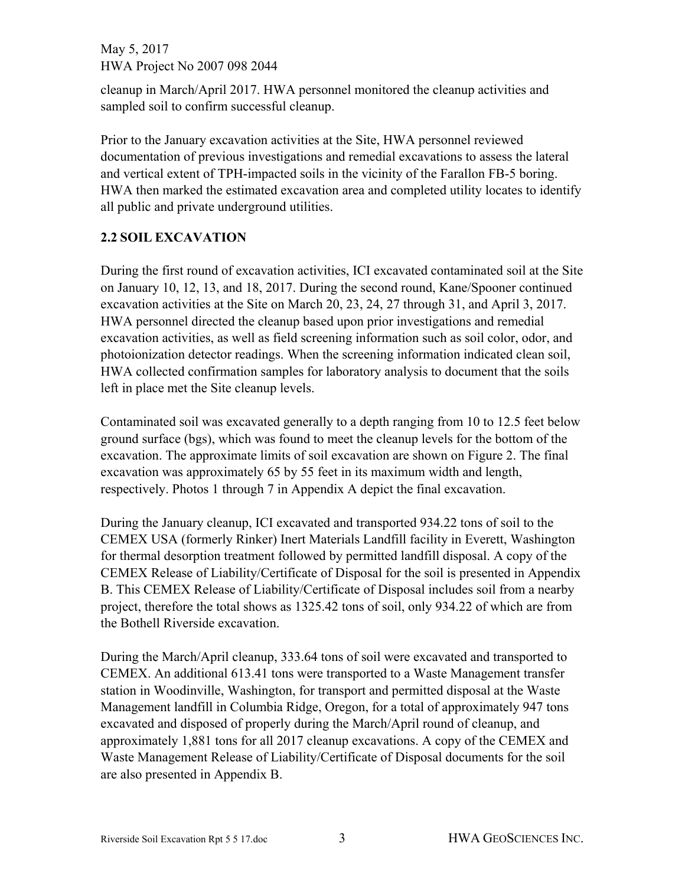cleanup in March/April 2017. HWA personnel monitored the cleanup activities and sampled soil to confirm successful cleanup.

Prior to the January excavation activities at the Site, HWA personnel reviewed documentation of previous investigations and remedial excavations to assess the lateral and vertical extent of TPH-impacted soils in the vicinity of the Farallon FB-5 boring. HWA then marked the estimated excavation area and completed utility locates to identify all public and private underground utilities.

## 2.2 SOIL EXCAVATION

During the first round of excavation activities, ICI excavated contaminated soil at the Site on January 10, 12, 13, and 18, 2017. During the second round, Kane/Spooner continued excavation activities at the Site on March 20, 23, 24, 27 through 31, and April 3, 2017. HWA personnel directed the cleanup based upon prior investigations and remedial excavation activities, as well as field screening information such as soil color, odor, and photoionization detector readings. When the screening information indicated clean soil, HWA collected confirmation samples for laboratory analysis to document that the soils left in place met the Site cleanup levels.

Contaminated soil was excavated generally to a depth ranging from 10 to 12.5 feet below ground surface (bgs), which was found to meet the cleanup levels for the bottom of the excavation. The approximate limits of soil excavation are shown on Figure 2. The final excavation was approximately 65 by 55 feet in its maximum width and length, respectively. Photos 1 through 7 in Appendix A depict the final excavation.

During the January cleanup, ICI excavated and transported 934.22 tons of soil to the CEMEX USA (formerly Rinker) Inert Materials Landfill facility in Everett, Washington for thermal desorption treatment followed by permitted landfill disposal. A copy of the CEMEX Release of Liability/Certificate of Disposal for the soil is presented in Appendix B. This CEMEX Release of Liability/Certificate of Disposal includes soil from a nearby project, therefore the total shows as 1325.42 tons of soil, only 934.22 of which are from the Bothell Riverside excavation.

During the March/April cleanup, 333.64 tons of soil were excavated and transported to CEMEX. An additional 613.41 tons were transported to a Waste Management transfer station in Woodinville, Washington, for transport and permitted disposal at the Waste Management landfill in Columbia Ridge, Oregon, for a total of approximately 947 tons excavated and disposed of properly during the March/April round of cleanup, and approximately 1,881 tons for all 2017 cleanup excavations. A copy of the CEMEX and Waste Management Release of Liability/Certificate of Disposal documents for the soil are also presented in Appendix B.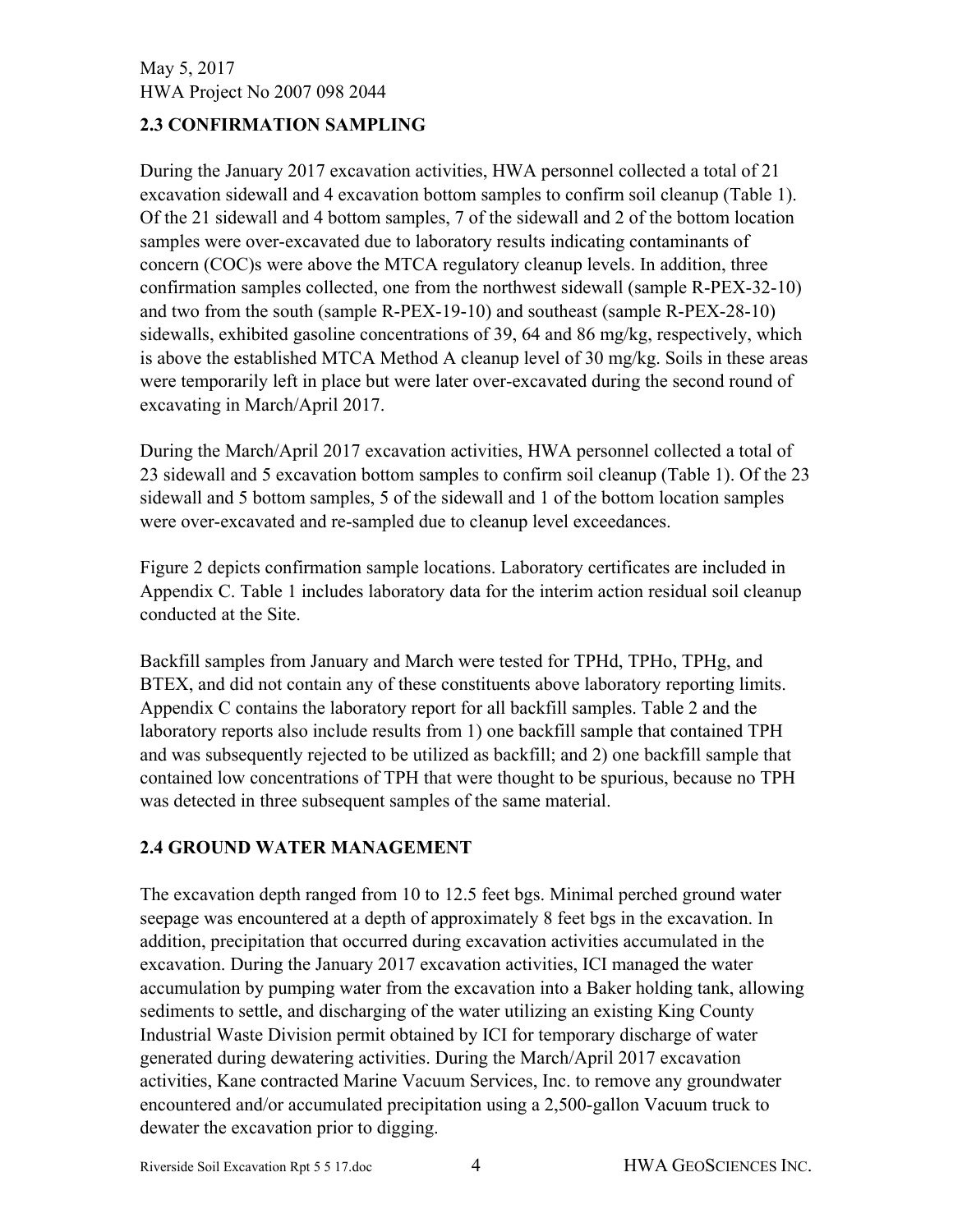## 2.3 CONFIRMATION SAMPLING

During the January 2017 excavation activities, HWA personnel collected a total of 21 excavation sidewall and 4 excavation bottom samples to confirm soil cleanup (Table 1). Of the 21 sidewall and 4 bottom samples, 7 of the sidewall and 2 of the bottom location samples were over-excavated due to laboratory results indicating contaminants of concern (COC)s were above the MTCA regulatory cleanup levels. In addition, three confirmation samples collected, one from the northwest sidewall (sample R-PEX-32-10) and two from the south (sample R-PEX-19-10) and southeast (sample R-PEX-28-10) sidewalls, exhibited gasoline concentrations of 39, 64 and 86 mg/kg, respectively, which is above the established MTCA Method A cleanup level of 30 mg/kg. Soils in these areas were temporarily left in place but were later over-excavated during the second round of excavating in March/April 2017.

During the March/April 2017 excavation activities, HWA personnel collected a total of 23 sidewall and 5 excavation bottom samples to confirm soil cleanup (Table 1). Of the 23 sidewall and 5 bottom samples, 5 of the sidewall and 1 of the bottom location samples were over-excavated and re-sampled due to cleanup level exceedances.

Figure 2 depicts confirmation sample locations. Laboratory certificates are included in Appendix C. Table 1 includes laboratory data for the interim action residual soil cleanup conducted at the Site.

Backfill samples from January and March were tested for TPHd, TPHo, TPHg, and BTEX, and did not contain any of these constituents above laboratory reporting limits. Appendix C contains the laboratory report for all backfill samples. Table 2 and the laboratory reports also include results from 1) one backfill sample that contained TPH and was subsequently rejected to be utilized as backfill; and 2) one backfill sample that contained low concentrations of TPH that were thought to be spurious, because no TPH was detected in three subsequent samples of the same material.

## 2.4 GROUND WATER MANAGEMENT

The excavation depth ranged from 10 to 12.5 feet bgs. Minimal perched ground water seepage was encountered at a depth of approximately 8 feet bgs in the excavation. In addition, precipitation that occurred during excavation activities accumulated in the excavation. During the January 2017 excavation activities, ICI managed the water accumulation by pumping water from the excavation into a Baker holding tank, allowing sediments to settle, and discharging of the water utilizing an existing King County Industrial Waste Division permit obtained by ICI for temporary discharge of water generated during dewatering activities. During the March/April 2017 excavation activities, Kane contracted Marine Vacuum Services, Inc. to remove any groundwater encountered and/or accumulated precipitation using a 2,500-gallon Vacuum truck to dewater the excavation prior to digging.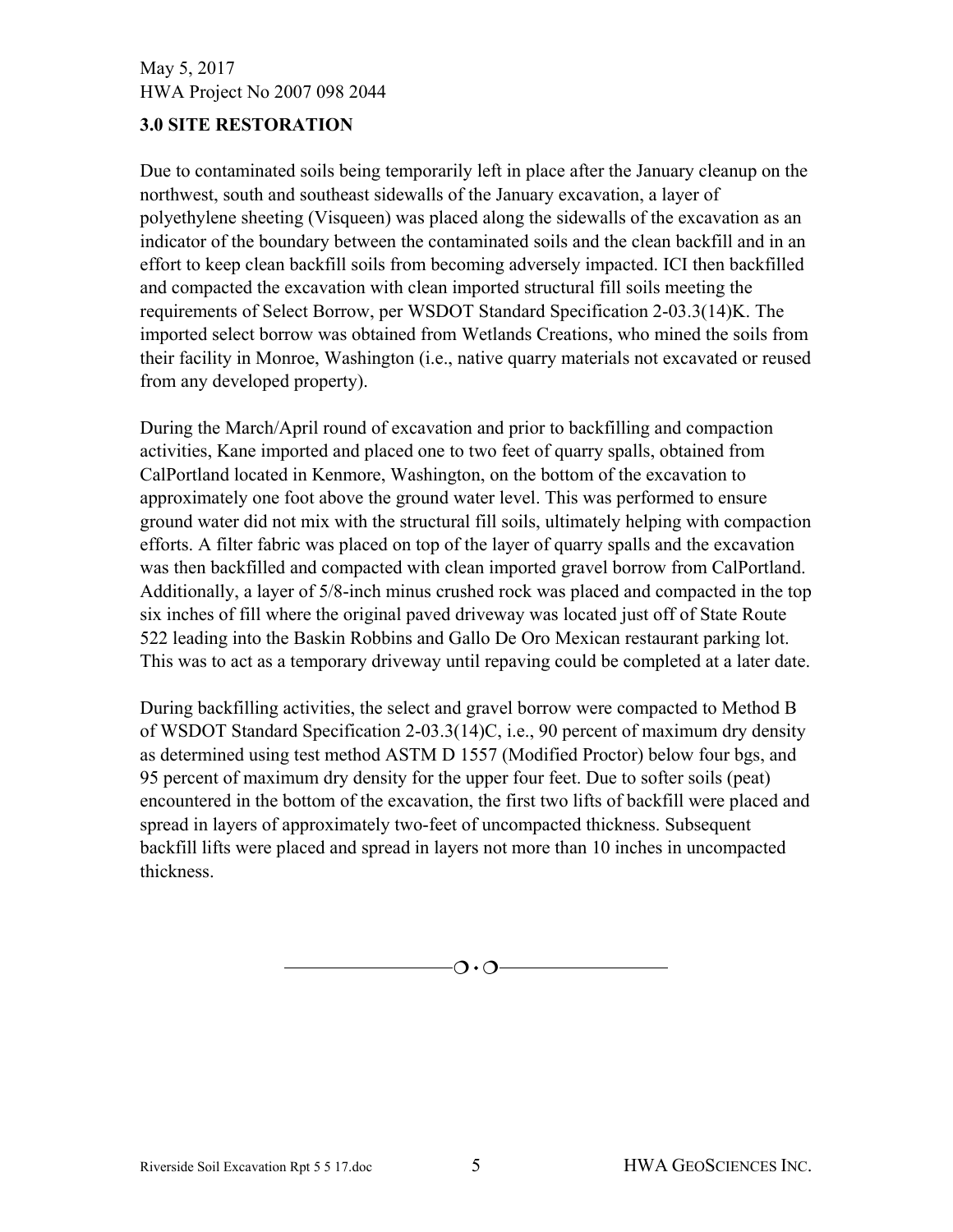## 3.0 SITE RESTORATION

Due to contaminated soils being temporarily left in place after the January cleanup on the northwest, south and southeast sidewalls of the January excavation, a layer of polyethylene sheeting (Visqueen) was placed along the sidewalls of the excavation as an indicator of the boundary between the contaminated soils and the clean backfill and in an effort to keep clean backfill soils from becoming adversely impacted. ICI then backfilled and compacted the excavation with clean imported structural fill soils meeting the requirements of Select Borrow, per WSDOT Standard Specification 2-03.3(14)K. The imported select borrow was obtained from Wetlands Creations, who mined the soils from their facility in Monroe, Washington (i.e., native quarry materials not excavated or reused from any developed property).

During the March/April round of excavation and prior to backfilling and compaction activities, Kane imported and placed one to two feet of quarry spalls, obtained from CalPortland located in Kenmore, Washington, on the bottom of the excavation to approximately one foot above the ground water level. This was performed to ensure ground water did not mix with the structural fill soils, ultimately helping with compaction efforts. A filter fabric was placed on top of the layer of quarry spalls and the excavation was then backfilled and compacted with clean imported gravel borrow from CalPortland. Additionally, a layer of 5/8-inch minus crushed rock was placed and compacted in the top six inches of fill where the original paved driveway was located just off of State Route 522 leading into the Baskin Robbins and Gallo De Oro Mexican restaurant parking lot. This was to act as a temporary driveway until repaving could be completed at a later date.

During backfilling activities, the select and gravel borrow were compacted to Method B of WSDOT Standard Specification 2-03.3(14)C, i.e., 90 percent of maximum dry density as determined using test method ASTM D 1557 (Modified Proctor) below four bgs, and 95 percent of maximum dry density for the upper four feet. Due to softer soils (peat) encountered in the bottom of the excavation, the first two lifts of backfill were placed and spread in layers of approximately two-feet of uncompacted thickness. Subsequent backfill lifts were placed and spread in layers not more than 10 inches in uncompacted thickness.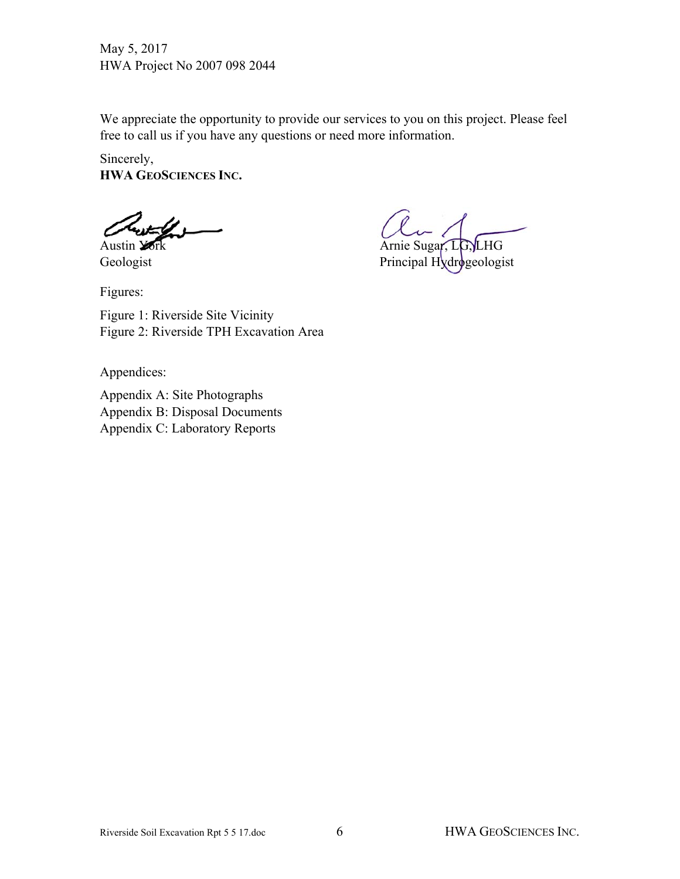May 5, 2017
HWA Project No 2007 098 2044

We appreciate the opportunity to provide our services to you on this project. Please feel free to call us if you have any questions or need more information.

Sincerely,
**HWA GEOSCIENCES INC.**

Austin York
Geologist

Arnie Sugar, LG, LHG
Principal Hydrogeologist

Figures:

Figure 1: Riverside Site Vicinity
Figure 2: Riverside TPH Excavation Area

Appendices:

Appendix A: Site Photographs
Appendix B: Disposal Documents
Appendix C: Laboratory Reports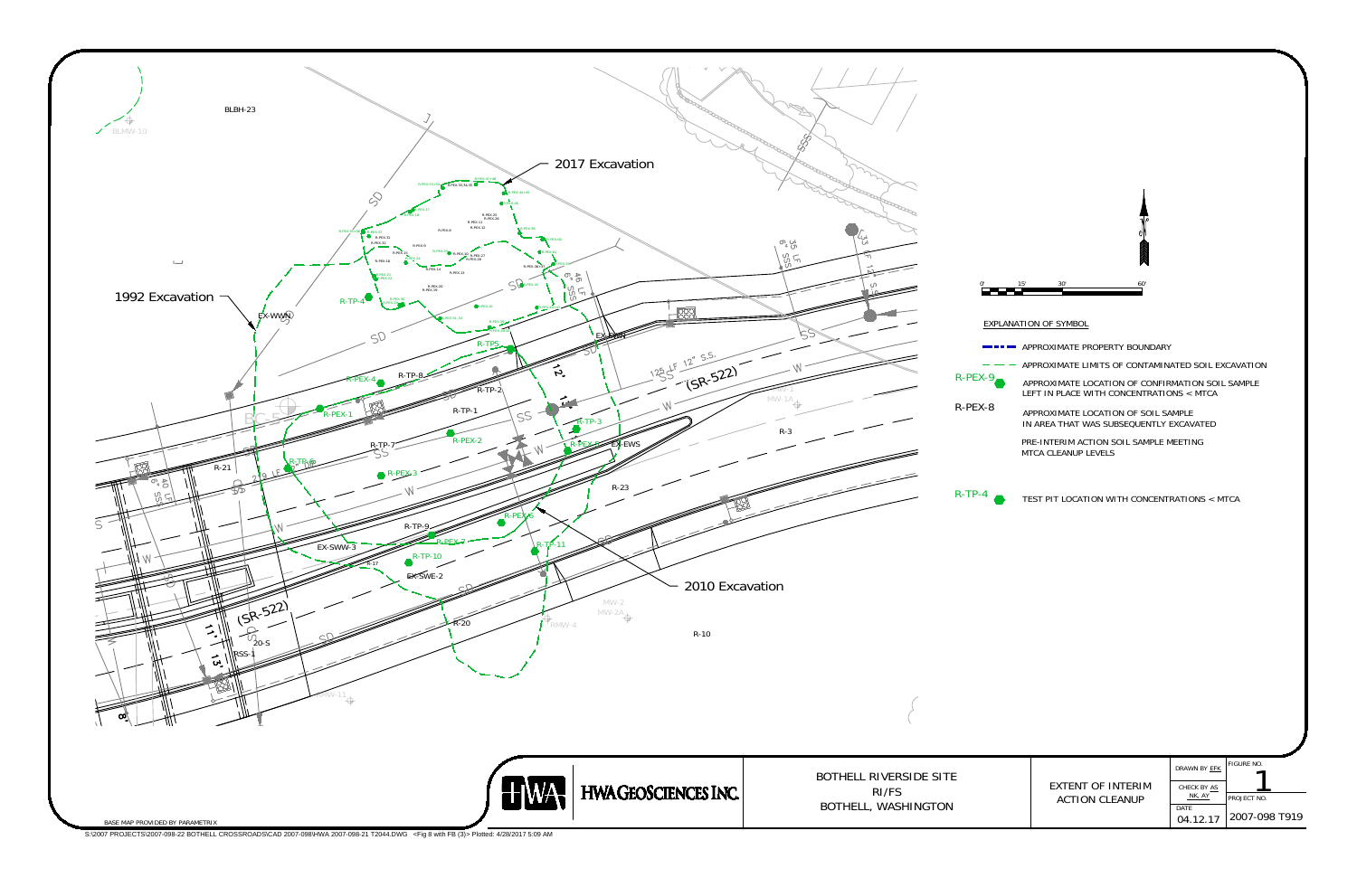2017 Excavation

1992 Excavation

2010 Excavation

EXPLANATION OF SYMBOL

APPROXIMATE PROPERTY BOUNDARY

APPROXIMATE LIMITS OF CONTAMINATED SOIL EXCAVATION

R-PEX-9 APPROXIMATE LOCATION OF CONFIRMATION SOIL SAMPLE LEFT IN PLACE WITH CONCENTRATIONS < MTCA

R-PEX-8 APPROXIMATE LOCATION OF SOIL SAMPLE IN AREA THAT WAS SUBSEQUENTLY EXCAVATED

PRE-INTERIM ACTION SOIL SAMPLE MEETING MTCA CLEANUP LEVELS

R-TP-4 TEST PIT LOCATION WITH CONCENTRATIONS < MTCA

0' 15' 30' 60'

BASE MAP PROVIDED BY PARAMETRIX

HWA GEOSCIENCES INC.

BOTHELL RIVERSIDE SITE
RI/FS
BOTHELL, WASHINGTON

EXTENT OF INTERIM ACTION CLEANUP

DRAWN BY EFK
CHECK BY AS NK, AY
DATE 04.12.17

FIGURE NO. 1

PROJECT NO. 2007-098 T919

S:\2007 PROJECTS\2007-098-22 BOTHELL CROSSROADS\CAD 2007-098\HWA 2007-098-21 T2044.DWG <Fig 8 with FB (3)> Plotted: 4/28/2017 5:09 AM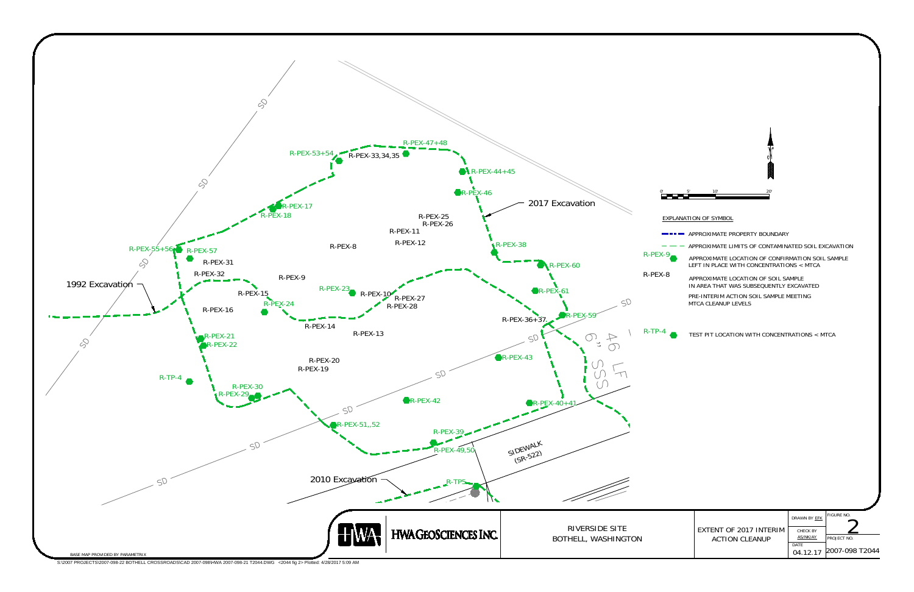R-PEX-53+54

R-PEX-33,34,35

R-PEX-47+48

R-PEX-44+45

R-PEX-46

R-PEX-17

R-PEX-18

2017 Excavation

R-PEX-25

R-PEX-26

R-PEX-11

R-PEX-12

R-PEX-8

R-PEX-55+56

R-PEX-57

R-PEX-31

R-PEX-32

R-PEX-9

R-PEX-38

R-PEX-60

1992 Excavation

R-PEX-15

R-PEX-23

R-PEX-10

R-PEX-27

R-PEX-28

R-PEX-24

R-PEX-61

R-PEX-16

R-PEX-59

R-PEX-36+37

R-PEX-14

R-PEX-13

R-PEX-21

R-PEX-22

46 LF 6" SSS

R-PEX-43

R-PEX-20

R-PEX-19

R-TP-4

R-PEX-30

R-PEX-29

R-PEX-42

R-PEX-40+41

R-PEX-51,,52

R-PEX-39

R-PEX-49,50

SIDEWALK (SR-522)

2010 Excavation

R-TP5

SD

0' 5' 10' 20'

EXPLANATION OF SYMBOL

APPROXIMATE PROPERTY BOUNDARY

APPROXIMATE LIMITS OF CONTAMINATED SOIL EXCAVATION

R-PEX-9 APPROXIMATE LOCATION OF CONFIRMATION SOIL SAMPLE LEFT IN PLACE WITH CONCENTRATIONS < MTCA

R-PEX-8 APPROXIMATE LOCATION OF SOIL SAMPLE IN AREA THAT WAS SUBSEQUENTLY EXCAVATED

PRE-INTERIM ACTION SOIL SAMPLE MEETING MTCA CLEANUP LEVELS

R-TP-4 TEST PIT LOCATION WITH CONCENTRATIONS < MTCA

BASE MAP PROVIDED BY PARAMETRIX

HWA GEOSCIENCES INC.

RIVERSIDE SITE
BOTHELL, WASHINGTON

EXTENT OF 2017 INTERIM ACTION CLEANUP

DRAWN BY EFK

CHECK BY AS/NK/AY

DATE 04.12.17

FIGURE NO. 2

PROJECT NO. 2007-098 T2044

S:\2007 PROJECTS\2007-098-22 BOTHELL CROSSROADS\CAD 2007-098\HWA 2007-098-21 T2044.DWG <2044 fig 2> Plotted: 4/28/2017 5:09 AM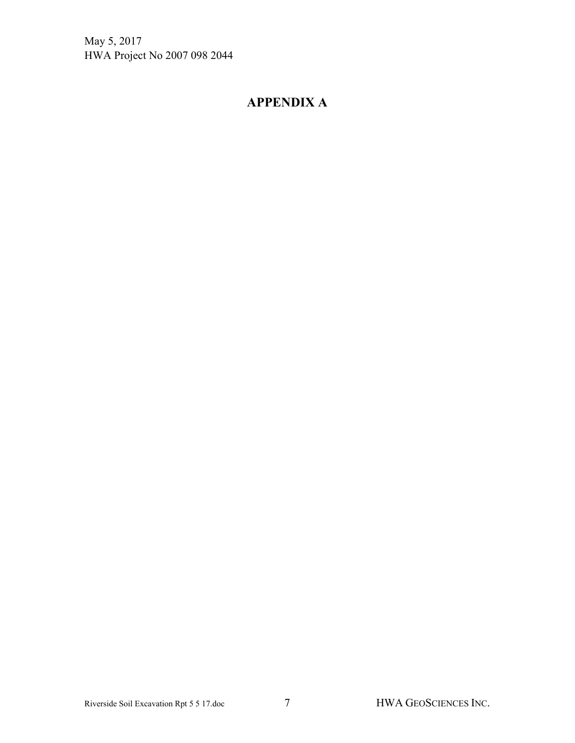# APPENDIX A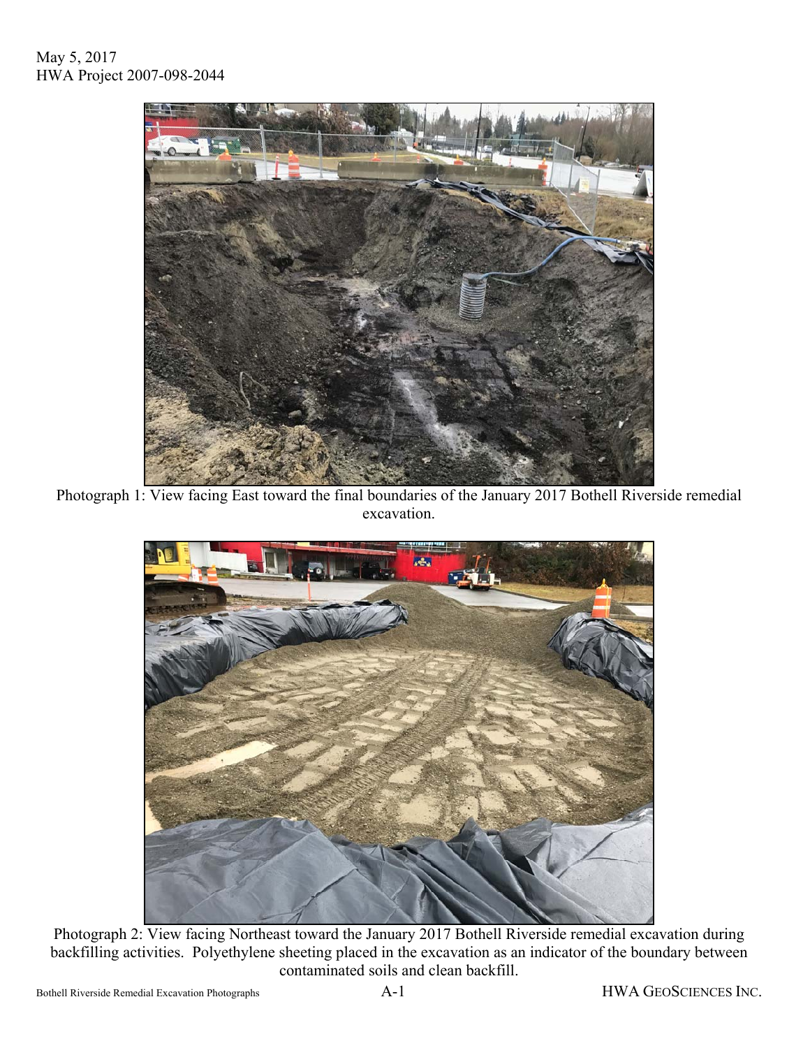May 5, 2017
HWA Project 2007-098-2044

Photograph 1: View facing East toward the final boundaries of the January 2017 Bothell Riverside remedial excavation.

Photograph 2: View facing Northeast toward the January 2017 Bothell Riverside remedial excavation during backfilling activities. Polyethylene sheeting placed in the excavation as an indicator of the boundary between contaminated soils and clean backfill.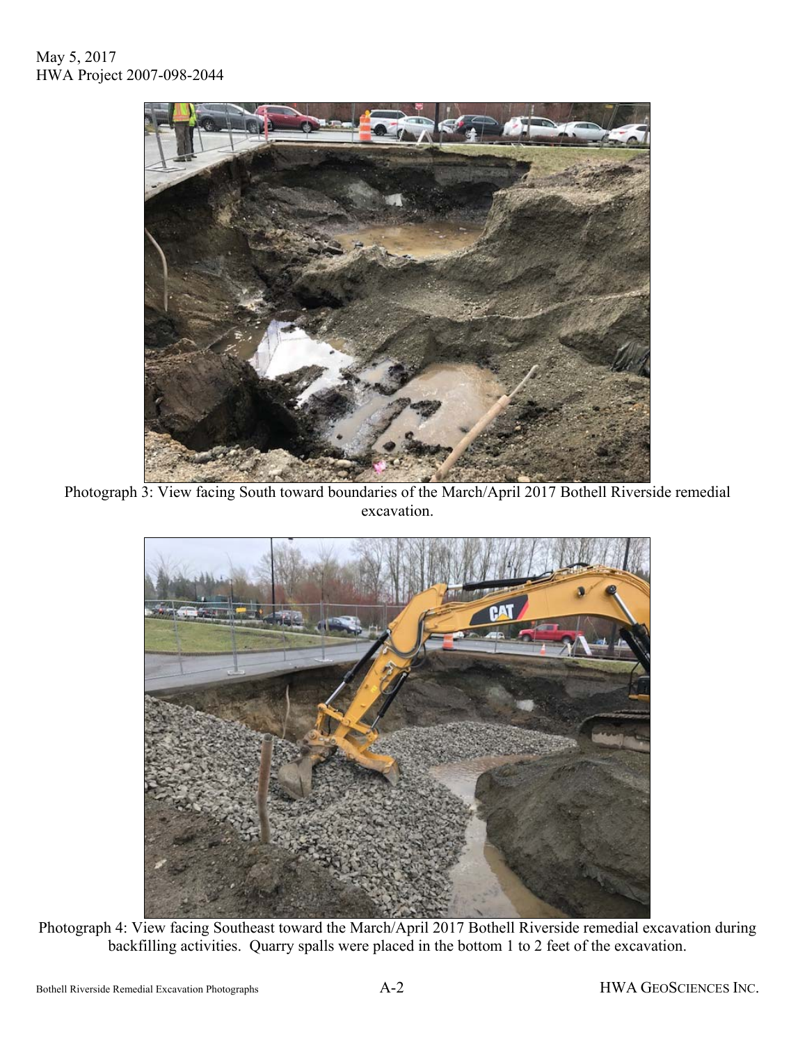Photograph 3: View facing South toward boundaries of the March/April 2017 Bothell Riverside remedial excavation.

Photograph 4: View facing Southeast toward the March/April 2017 Bothell Riverside remedial excavation during backfilling activities. Quarry spalls were placed in the bottom 1 to 2 feet of the excavation.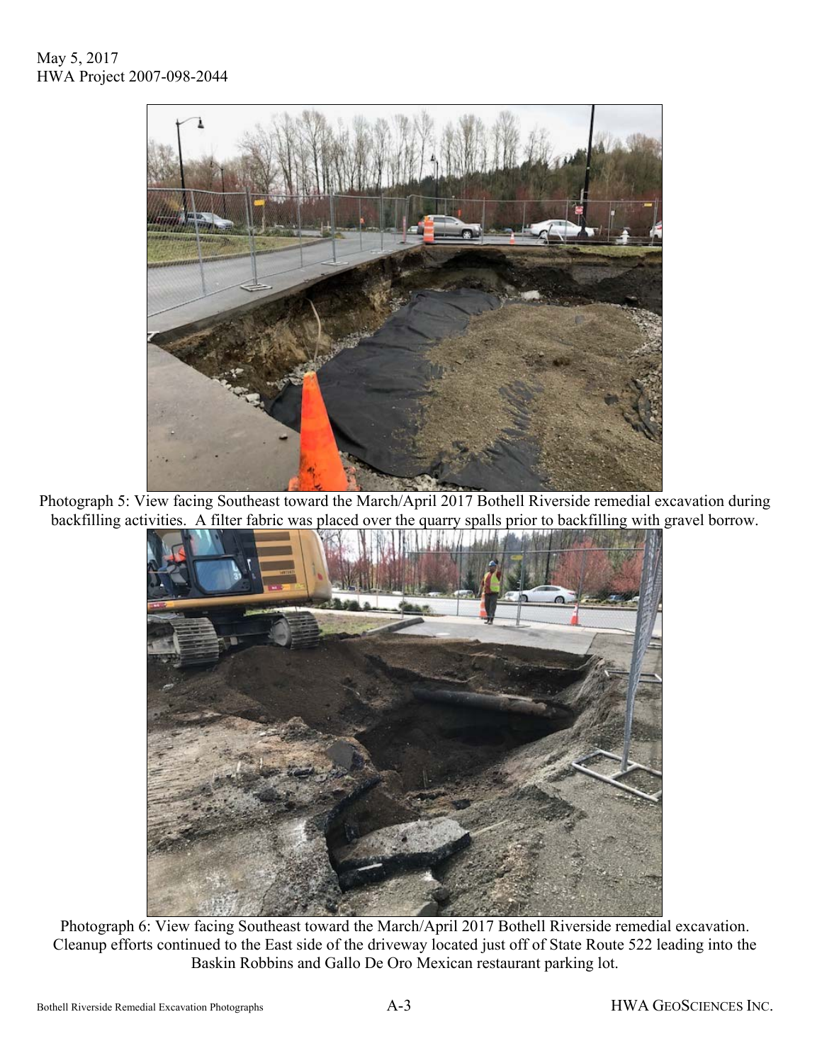May 5, 2017
HWA Project 2007-098-2044

Photograph 5: View facing Southeast toward the March/April 2017 Bothell Riverside remedial excavation during backfilling activities. A filter fabric was placed over the quarry spalls prior to backfilling with gravel borrow.

Photograph 6: View facing Southeast toward the March/April 2017 Bothell Riverside remedial excavation. Cleanup efforts continued to the East side of the driveway located just off of State Route 522 leading into the Baskin Robbins and Gallo De Oro Mexican restaurant parking lot.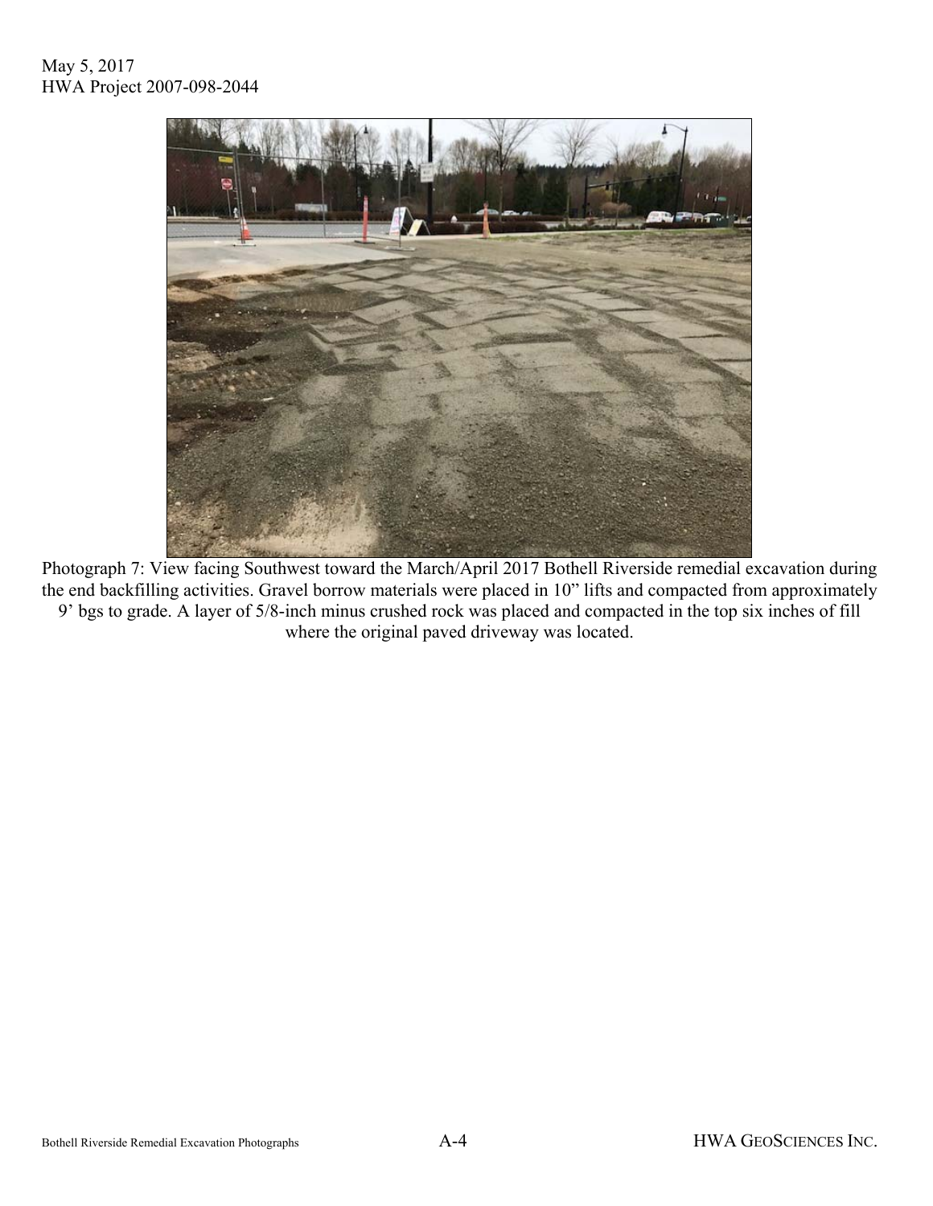Photograph 7: View facing Southwest toward the March/April 2017 Bothell Riverside remedial excavation during the end backfilling activities. Gravel borrow materials were placed in 10" lifts and compacted from approximately 9' bgs to grade. A layer of 5/8-inch minus crushed rock was placed and compacted in the top six inches of fill where the original paved driveway was located.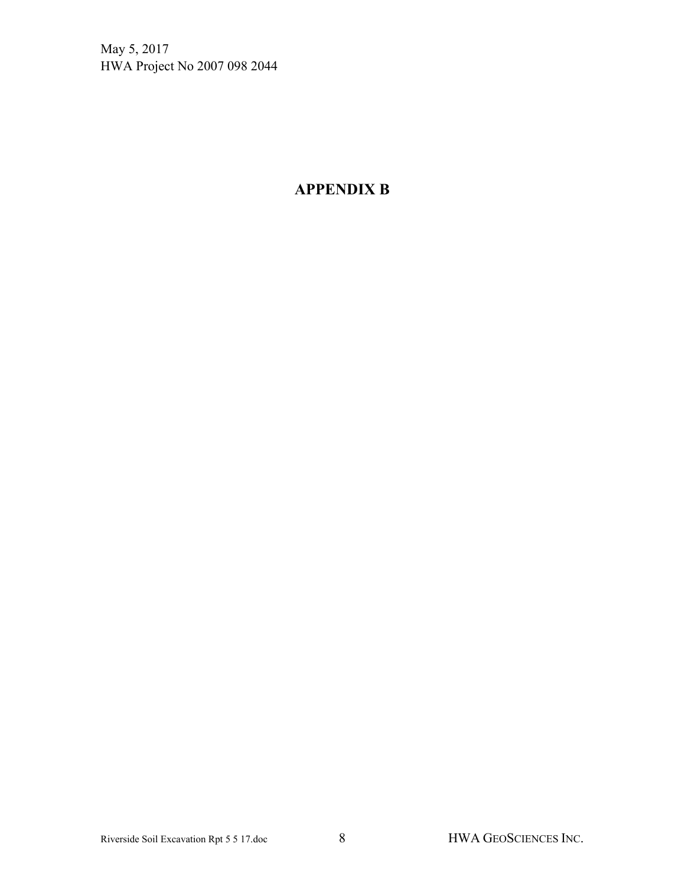# APPENDIX B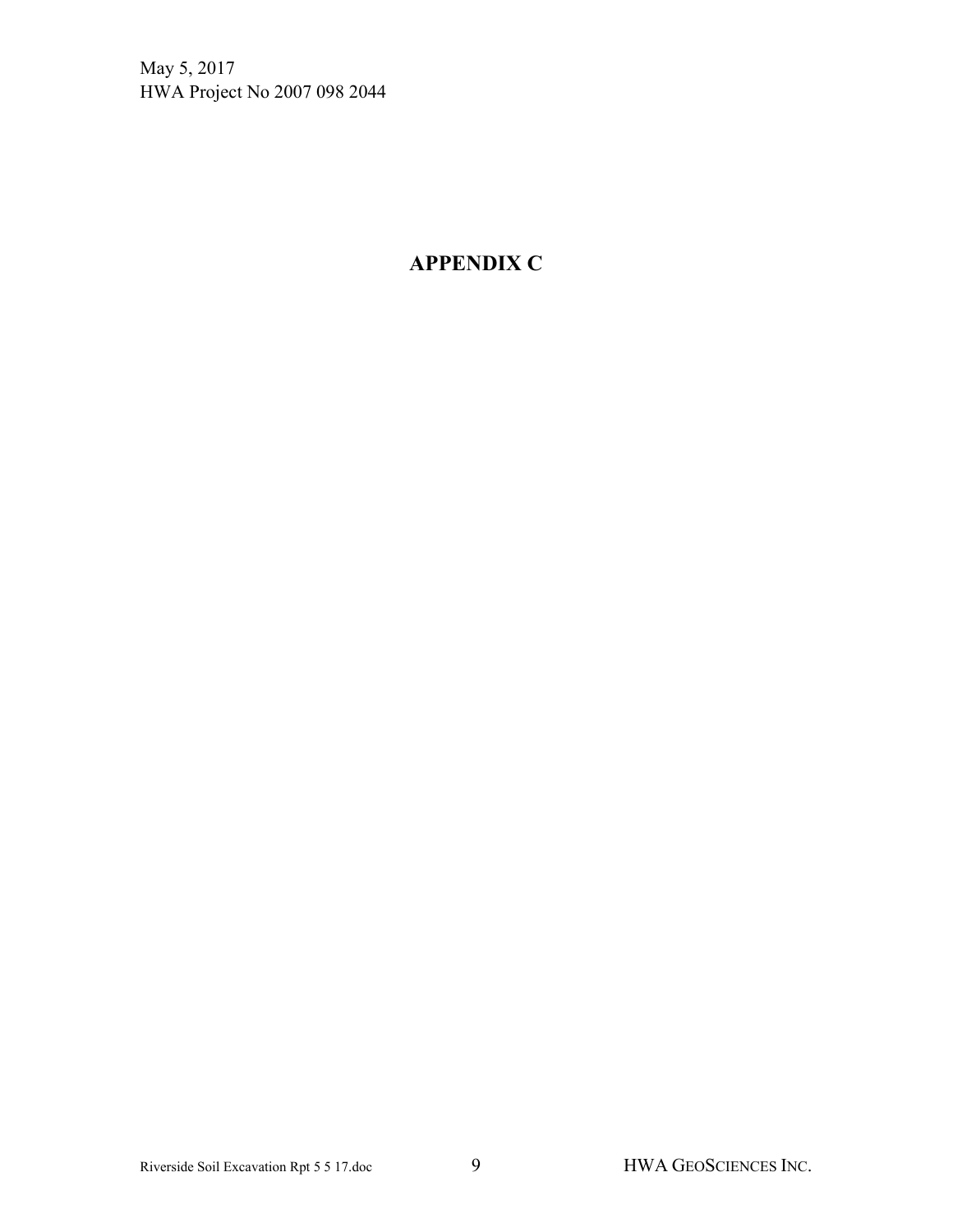# APPENDIX C